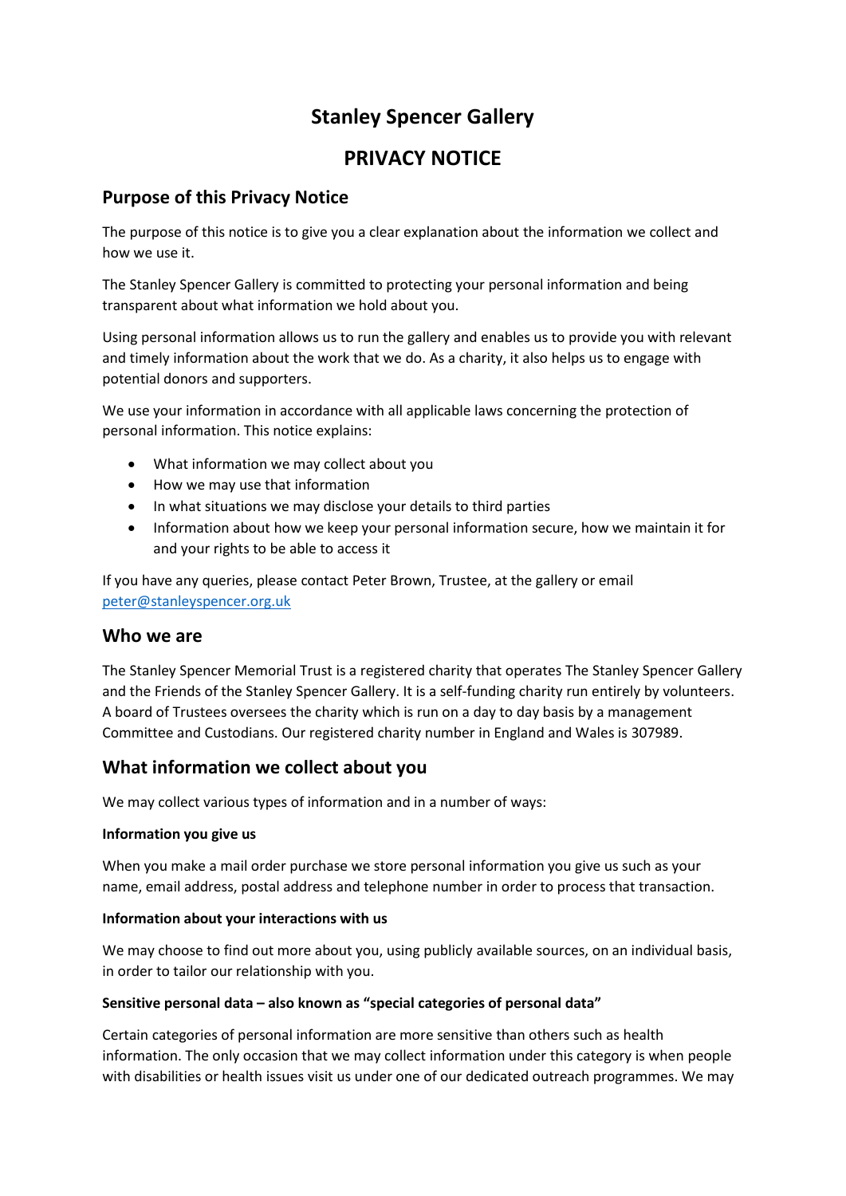# Stanley Spencer Gallery

# PRIVACY NOTICE

## Purpose of this Privacy Notice

The purpose of this notice is to give you a clear explanation about the information we collect and how we use it.

The Stanley Spencer Gallery is committed to protecting your personal information and being transparent about what information we hold about you.

Using personal information allows us to run the gallery and enables us to provide you with relevant and timely information about the work that we do. As a charity, it also helps us to engage with potential donors and supporters.

We use your information in accordance with all applicable laws concerning the protection of personal information. This notice explains:

- What information we may collect about you
- How we may use that information
- In what situations we may disclose your details to third parties
- Information about how we keep your personal information secure, how we maintain it for and your rights to be able to access it

If you have any queries, please contact Peter Brown, Trustee, at the gallery or email peter@stanleyspencer.org.uk

## Who we are

The Stanley Spencer Memorial Trust is a registered charity that operates The Stanley Spencer Gallery and the Friends of the Stanley Spencer Gallery. It is a self-funding charity run entirely by volunteers. A board of Trustees oversees the charity which is run on a day to day basis by a management Committee and Custodians. Our registered charity number in England and Wales is 307989.

## What information we collect about you

We may collect various types of information and in a number of ways:

**Information you give us**

When you make a mail order purchase we store personal information you give us such as your name, email address, postal address and telephone number in order to process that transaction.

**Information about your interactions with us**

We may choose to find out more about you, using publicly available sources, on an individual basis, in order to tailor our relationship with you.

**Sensitive personal data – also known as "special categories of personal data"**

Certain categories of personal information are more sensitive than others such as health information. The only occasion that we may collect information under this category is when people with disabilities or health issues visit us under one of our dedicated outreach programmes. We may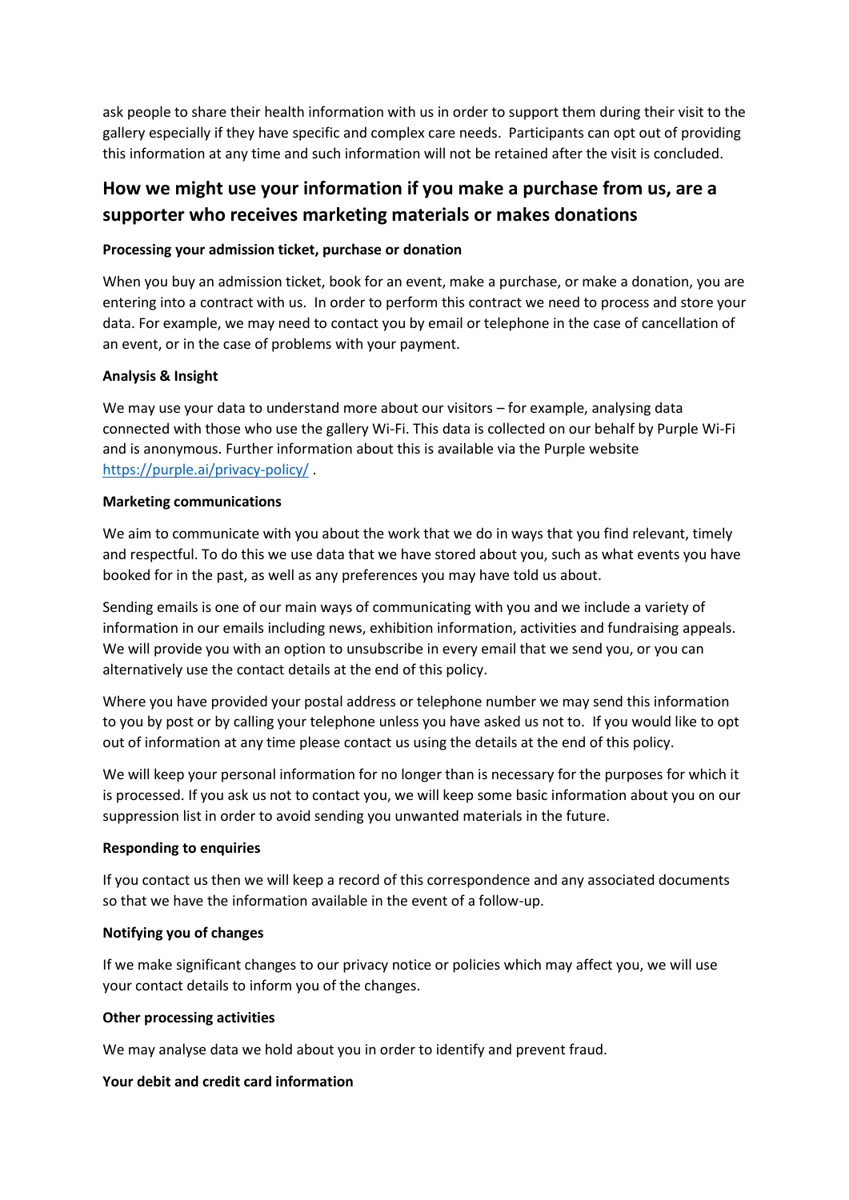ask people to share their health information with us in order to support them during their visit to the gallery especially if they have specific and complex care needs. Participants can opt out of providing this information at any time and such information will not be retained after the visit is concluded.

## How we might use your information if you make a purchase from us, are a supporter who receives marketing materials or makes donations

**Processing your admission ticket, purchase or donation**

When you buy an admission ticket, book for an event, make a purchase, or make a donation, you are entering into a contract with us. In order to perform this contract we need to process and store your data. For example, we may need to contact you by email or telephone in the case of cancellation of an event, or in the case of problems with your payment.

**Analysis & Insight**

We may use your data to understand more about our visitors – for example, analysing data connected with those who use the gallery Wi-Fi. This data is collected on our behalf by Purple Wi-Fi and is anonymous. Further information about this is available via the Purple website [https://purple.ai/privacy-policy/](https://purple.ai/privacy-policy/) .

**Marketing communications**

We aim to communicate with you about the work that we do in ways that you find relevant, timely and respectful. To do this we use data that we have stored about you, such as what events you have booked for in the past, as well as any preferences you may have told us about.

Sending emails is one of our main ways of communicating with you and we include a variety of information in our emails including news, exhibition information, activities and fundraising appeals. We will provide you with an option to unsubscribe in every email that we send you, or you can alternatively use the contact details at the end of this policy.

Where you have provided your postal address or telephone number we may send this information to you by post or by calling your telephone unless you have asked us not to. If you would like to opt out of information at any time please contact us using the details at the end of this policy.

We will keep your personal information for no longer than is necessary for the purposes for which it is processed. If you ask us not to contact you, we will keep some basic information about you on our suppression list in order to avoid sending you unwanted materials in the future.

**Responding to enquiries**

If you contact us then we will keep a record of this correspondence and any associated documents so that we have the information available in the event of a follow-up.

**Notifying you of changes**

If we make significant changes to our privacy notice or policies which may affect you, we will use your contact details to inform you of the changes.

**Other processing activities**

We may analyse data we hold about you in order to identify and prevent fraud.

**Your debit and credit card information**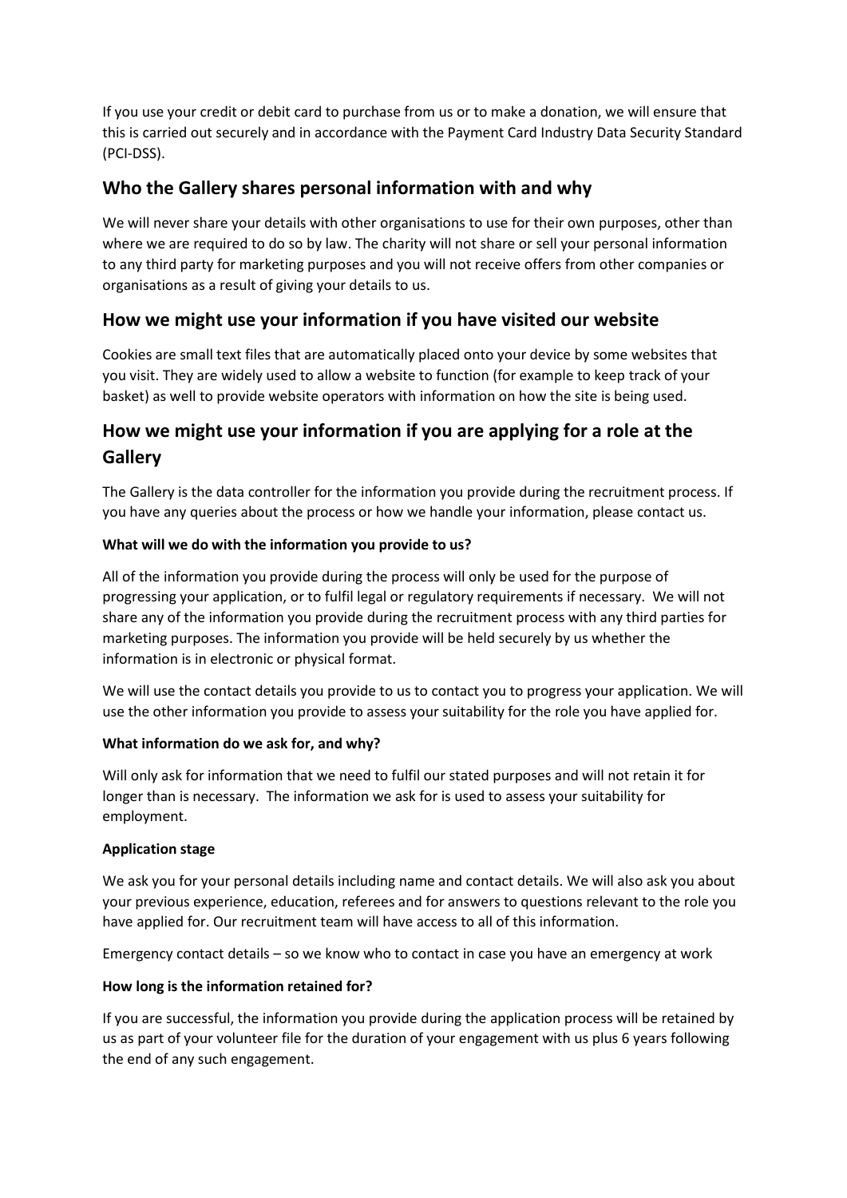If you use your credit or debit card to purchase from us or to make a donation, we will ensure that this is carried out securely and in accordance with the Payment Card Industry Data Security Standard (PCI-DSS).

## Who the Gallery shares personal information with and why

We will never share your details with other organisations to use for their own purposes, other than where we are required to do so by law. The charity will not share or sell your personal information to any third party for marketing purposes and you will not receive offers from other companies or organisations as a result of giving your details to us.

## How we might use your information if you have visited our website

Cookies are small text files that are automatically placed onto your device by some websites that you visit. They are widely used to allow a website to function (for example to keep track of your basket) as well to provide website operators with information on how the site is being used.

## How we might use your information if you are applying for a role at the Gallery

The Gallery is the data controller for the information you provide during the recruitment process. If you have any queries about the process or how we handle your information, please contact us.

**What will we do with the information you provide to us?**

All of the information you provide during the process will only be used for the purpose of progressing your application, or to fulfil legal or regulatory requirements if necessary. We will not share any of the information you provide during the recruitment process with any third parties for marketing purposes. The information you provide will be held securely by us whether the information is in electronic or physical format.

We will use the contact details you provide to us to contact you to progress your application. We will use the other information you provide to assess your suitability for the role you have applied for.

**What information do we ask for, and why?**

Will only ask for information that we need to fulfil our stated purposes and will not retain it for longer than is necessary. The information we ask for is used to assess your suitability for employment.

**Application stage**

We ask you for your personal details including name and contact details. We will also ask you about your previous experience, education, referees and for answers to questions relevant to the role you have applied for. Our recruitment team will have access to all of this information.

Emergency contact details – so we know who to contact in case you have an emergency at work

**How long is the information retained for?**

If you are successful, the information you provide during the application process will be retained by us as part of your volunteer file for the duration of your engagement with us plus 6 years following the end of any such engagement.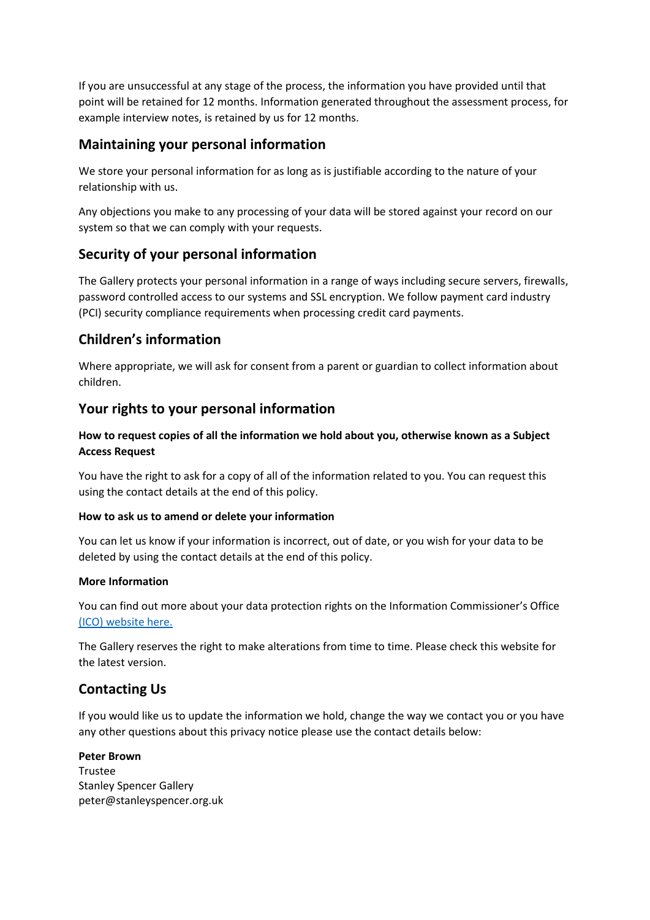If you are unsuccessful at any stage of the process, the information you have provided until that point will be retained for 12 months. Information generated throughout the assessment process, for example interview notes, is retained by us for 12 months.

## Maintaining your personal information

We store your personal information for as long as is justifiable according to the nature of your relationship with us.

Any objections you make to any processing of your data will be stored against your record on our system so that we can comply with your requests.

## Security of your personal information

The Gallery protects your personal information in a range of ways including secure servers, firewalls, password controlled access to our systems and SSL encryption. We follow payment card industry (PCI) security compliance requirements when processing credit card payments.

## Children's information

Where appropriate, we will ask for consent from a parent or guardian to collect information about children.

## Your rights to your personal information

### How to request copies of all the information we hold about you, otherwise known as a Subject Access Request

You have the right to ask for a copy of all of the information related to you. You can request this using the contact details at the end of this policy.

#### How to ask us to amend or delete your information

You can let us know if your information is incorrect, out of date, or you wish for your data to be deleted by using the contact details at the end of this policy.

#### More Information

You can find out more about your data protection rights on the Information Commissioner's Office (ICO) website here.

The Gallery reserves the right to make alterations from time to time. Please check this website for the latest version.

## Contacting Us

If you would like us to update the information we hold, change the way we contact you or you have any other questions about this privacy notice please use the contact details below:

**Peter Brown**
Trustee
Stanley Spencer Gallery
peter@stanleyspencer.org.uk